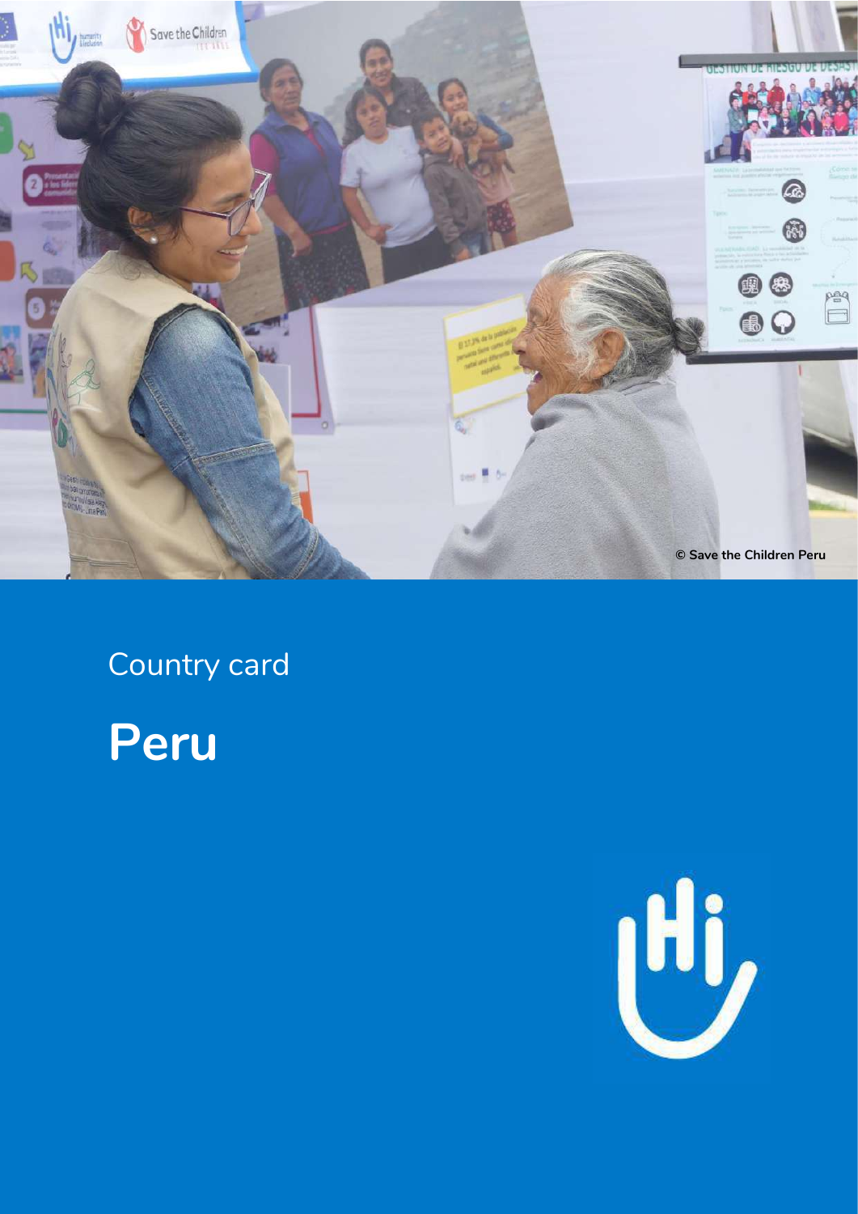© Save the Children Peru

Country card

# Peru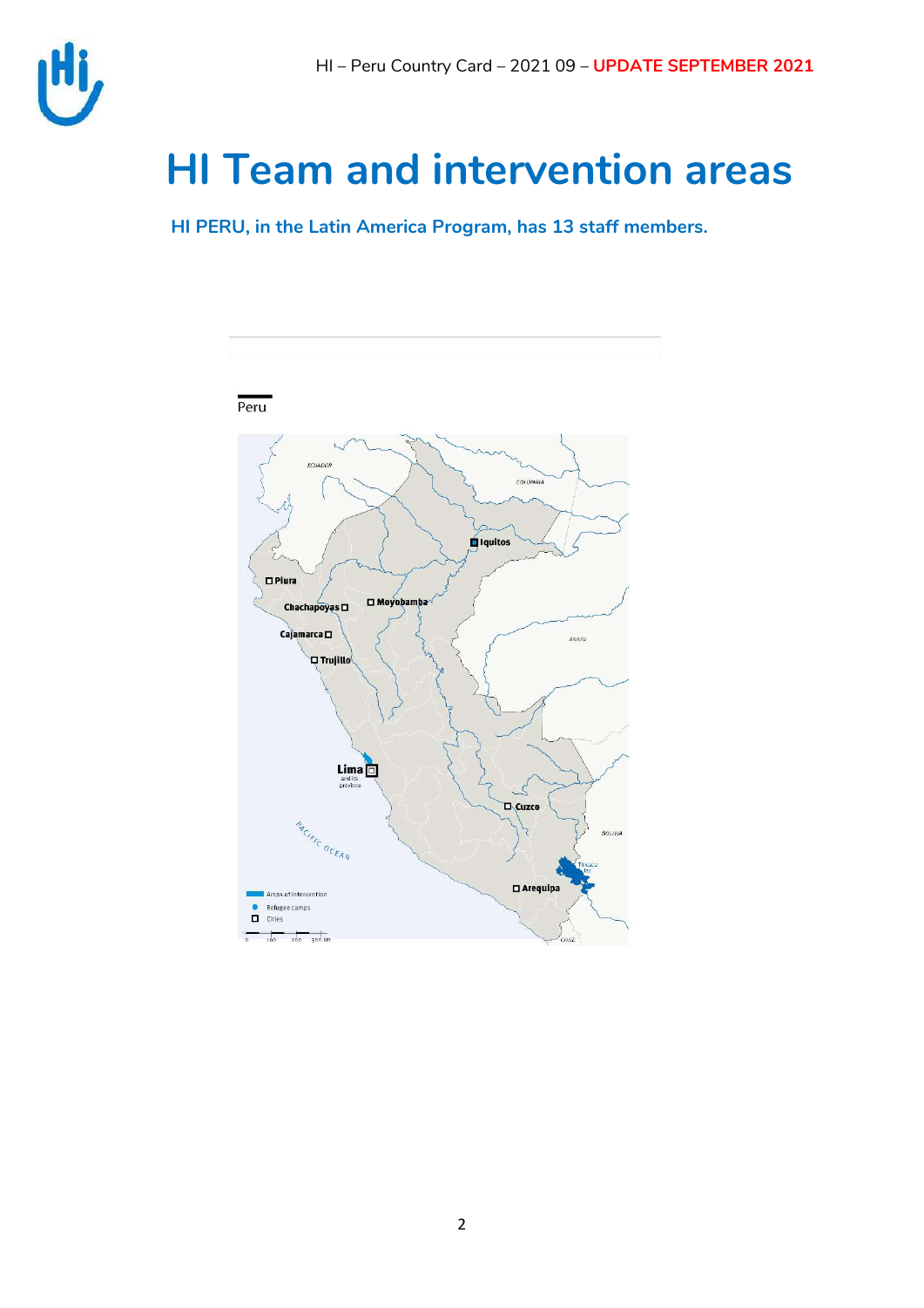# HI Team and intervention areas

**HI PERU, in the Latin America Program, has 13 staff members.**

Peru

Iquitos

Piura

Chachapoyas

Moyobamba

Cajamarca

Trujillo

Lima and its province

Cuzco

Arequipa

PACIFIC OCEAN

Areas of intervention

Refugee camps

Cities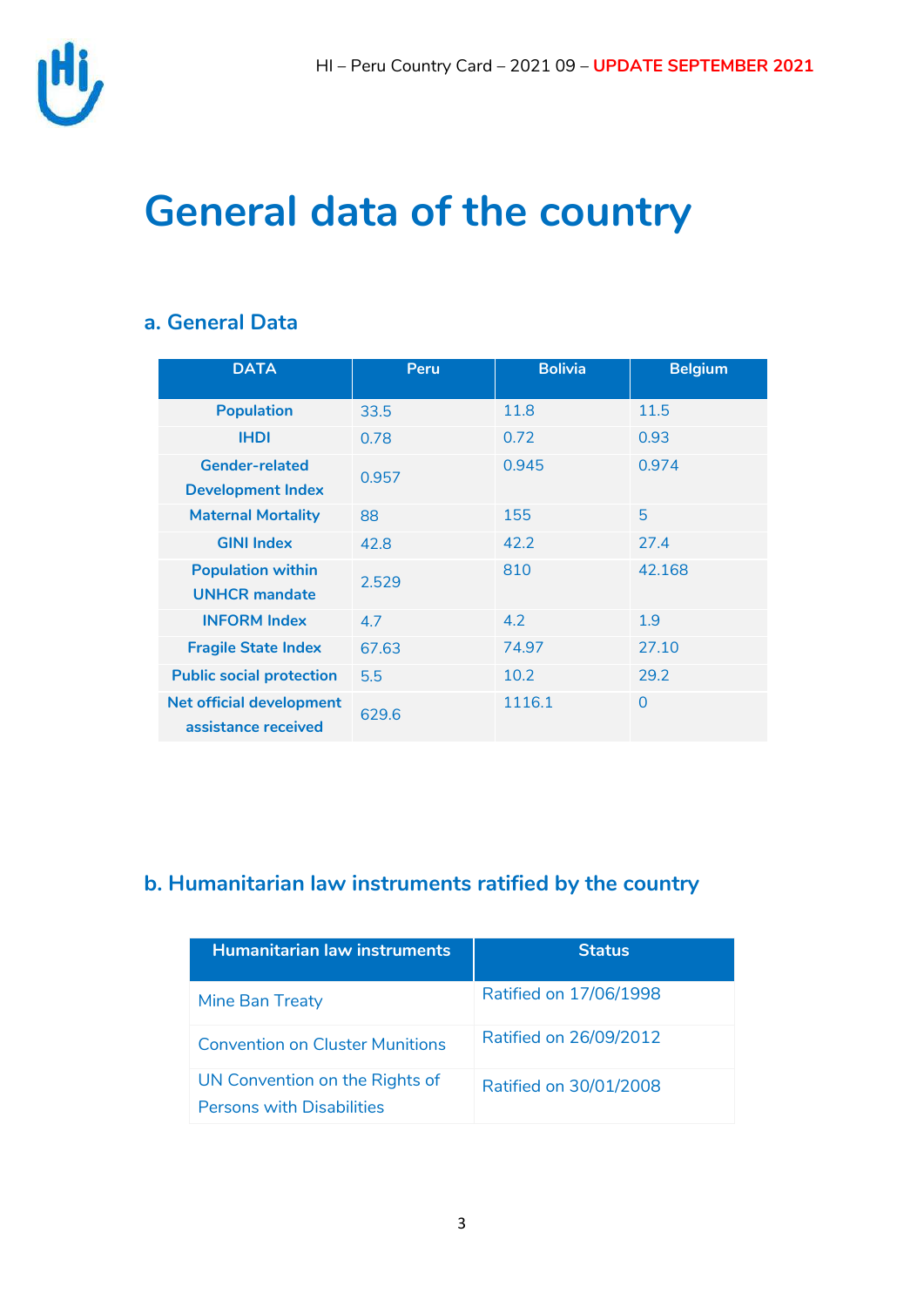# General data of the country

## a. General Data

| DATA | Peru | Bolivia | Belgium |
|---|---|---|---|
| Population | 33.5 | 11.8 | 11.5 |
| IHDI | 0.78 | 0.72 | 0.93 |
| Gender-related Development Index | 0.957 | 0.945 | 0.974 |
| Maternal Mortality | 88 | 155 | 5 |
| GINI Index | 42.8 | 42.2 | 27.4 |
| Population within UNHCR mandate | 2.529 | 810 | 42.168 |
| INFORM Index | 4.7 | 4.2 | 1.9 |
| Fragile State Index | 67.63 | 74.97 | 27.10 |
| Public social protection | 5.5 | 10.2 | 29.2 |
| Net official development assistance received | 629.6 | 1116.1 | 0 |

## b. Humanitarian law instruments ratified by the country

| Humanitarian law instruments | Status |
|---|---|
| Mine Ban Treaty | Ratified on 17/06/1998 |
| Convention on Cluster Munitions | Ratified on 26/09/2012 |
| UN Convention on the Rights of Persons with Disabilities | Ratified on 30/01/2008 |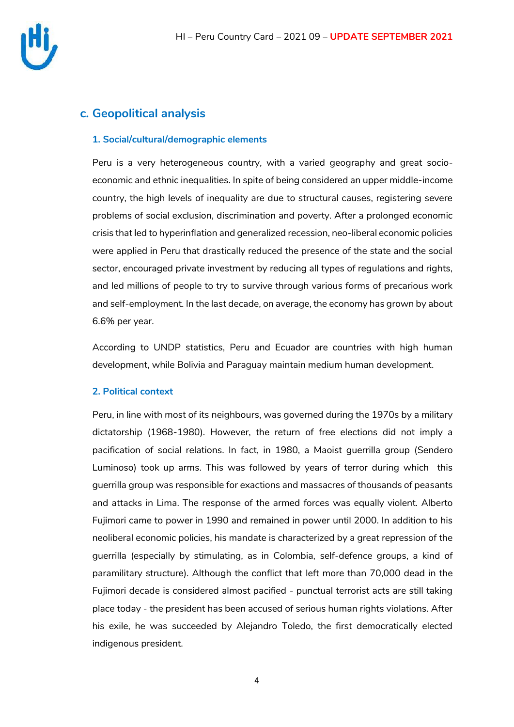## c. Geopolitical analysis

### 1. Social/cultural/demographic elements

Peru is a very heterogeneous country, with a varied geography and great socio-economic and ethnic inequalities. In spite of being considered an upper middle-income country, the high levels of inequality are due to structural causes, registering severe problems of social exclusion, discrimination and poverty. After a prolonged economic crisis that led to hyperinflation and generalized recession, neo-liberal economic policies were applied in Peru that drastically reduced the presence of the state and the social sector, encouraged private investment by reducing all types of regulations and rights, and led millions of people to try to survive through various forms of precarious work and self-employment. In the last decade, on average, the economy has grown by about 6.6% per year.

According to UNDP statistics, Peru and Ecuador are countries with high human development, while Bolivia and Paraguay maintain medium human development.

### 2. Political context

Peru, in line with most of its neighbours, was governed during the 1970s by a military dictatorship (1968-1980). However, the return of free elections did not imply a pacification of social relations. In fact, in 1980, a Maoist guerrilla group (Sendero Luminoso) took up arms. This was followed by years of terror during which this guerrilla group was responsible for exactions and massacres of thousands of peasants and attacks in Lima. The response of the armed forces was equally violent. Alberto Fujimori came to power in 1990 and remained in power until 2000. In addition to his neoliberal economic policies, his mandate is characterized by a great repression of the guerrilla (especially by stimulating, as in Colombia, self-defence groups, a kind of paramilitary structure). Although the conflict that left more than 70,000 dead in the Fujimori decade is considered almost pacified - punctual terrorist acts are still taking place today - the president has been accused of serious human rights violations. After his exile, he was succeeded by Alejandro Toledo, the first democratically elected indigenous president.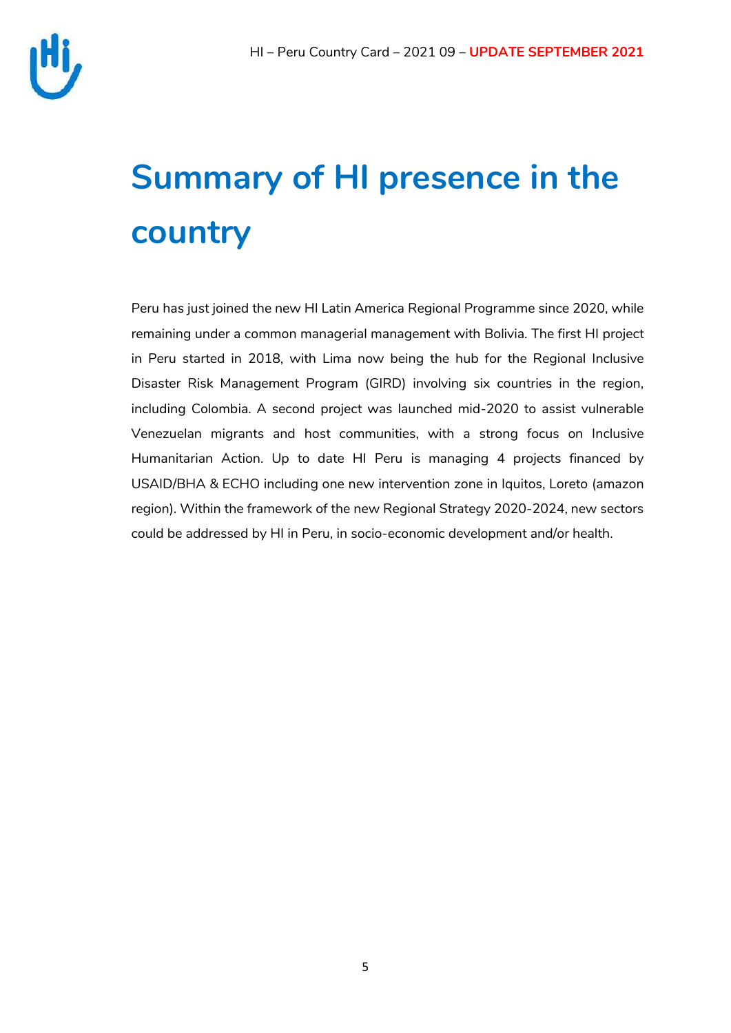# Summary of HI presence in the country

Peru has just joined the new HI Latin America Regional Programme since 2020, while remaining under a common managerial management with Bolivia. The first HI project in Peru started in 2018, with Lima now being the hub for the Regional Inclusive Disaster Risk Management Program (GIRD) involving six countries in the region, including Colombia. A second project was launched mid-2020 to assist vulnerable Venezuelan migrants and host communities, with a strong focus on Inclusive Humanitarian Action. Up to date HI Peru is managing 4 projects financed by USAID/BHA & ECHO including one new intervention zone in Iquitos, Loreto (amazon region). Within the framework of the new Regional Strategy 2020-2024, new sectors could be addressed by HI in Peru, in socio-economic development and/or health.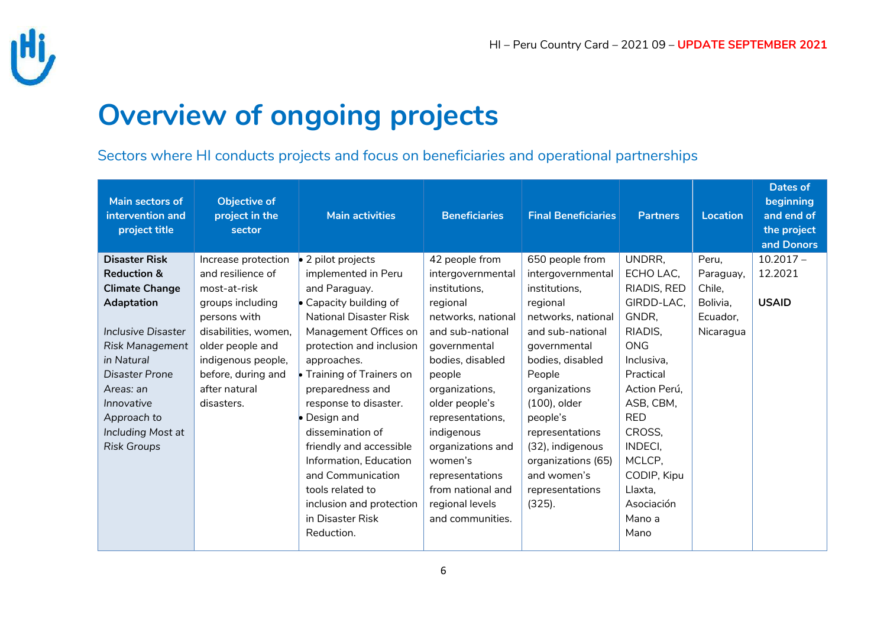# Overview of ongoing projects

Sectors where HI conducts projects and focus on beneficiaries and operational partnerships

| Main sectors of intervention and project title | Objective of project in the sector | Main activities | Beneficiaries | Final Beneficiaries | Partners | Location | Dates of beginning and end of the project and Donors |
|---|---|---|---|---|---|---|---|
| **Disaster Risk Reduction & Climate Change Adaptation**<br><br>*Inclusive Disaster Risk Management in Natural Disaster Prone Areas: an Innovative Approach to Including Most at Risk Groups* | Increase protection and resilience of most-at-risk groups including persons with disabilities, women, older people and indigenous people, before, during and after natural disasters. | • 2 pilot projects implemented in Peru and Paraguay.<br>• Capacity building of National Disaster Risk Management Offices on protection and inclusion approaches.<br>• Training of Trainers on preparedness and response to disaster.<br>• Design and dissemination of friendly and accessible Information, Education and Communication tools related to inclusion and protection in Disaster Risk Reduction. | 42 people from intergovernmental institutions, regional networks, national and sub-national governmental bodies, disabled people organizations, older people's representations, indigenous organizations and women's representations from national and regional levels and communities. | 650 people from intergovernmental institutions, regional networks, national and sub-national governmental bodies, disabled People organizations (100), older people's representations (32), indigenous organizations (65) and women's representations (325). | UNDRR, ECHO LAC, RIADIS, RED GIRDD-LAC, GNDR, RIADIS, ONG Inclusiva, Practical Action Perú, ASB, CBM, RED CROSS, INDECI, MCLCP, CODIP, Kipu Llaxta, Asociación Mano a Mano | Peru, Paraguay, Chile, Bolivia, Ecuador, Nicaragua | 10.2017 – 12.2021<br><br>**USAID** |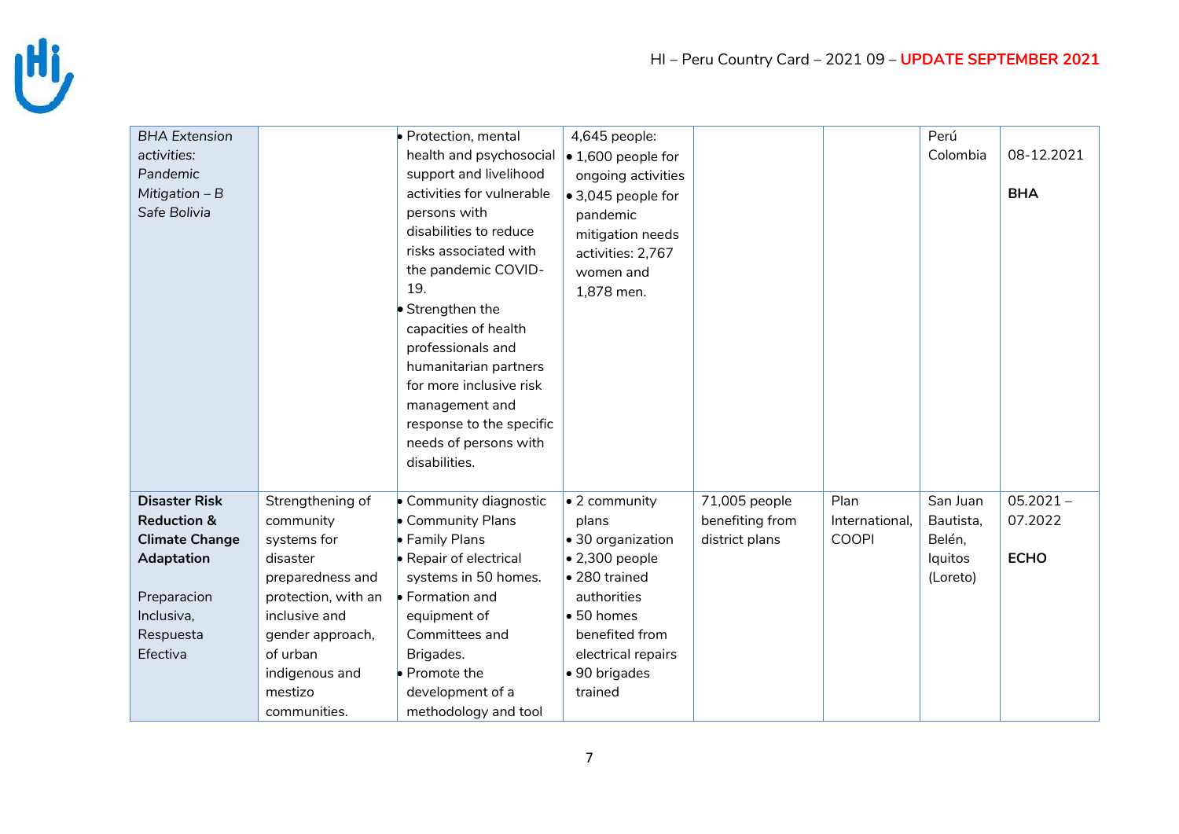| | | | | | | | |
|---|---|---|---|---|---|---|---|
| *BHA Extension activities: Pandemic Mitigation – B Safe Bolivia* | | • Protection, mental health and psychosocial support and livelihood activities for vulnerable persons with disabilities to reduce risks associated with the pandemic COVID-19.<br>• Strengthen the capacities of health professionals and humanitarian partners for more inclusive risk management and response to the specific needs of persons with disabilities. | 4,645 people:<br>• 1,600 people for ongoing activities<br>• 3,045 people for pandemic mitigation needs activities: 2,767 women and 1,878 men. | | | Perú Colombia | 08-12.2021<br><br>**BHA** |
| **Disaster Risk Reduction & Climate Change Adaptation**<br><br>Preparacion Inclusiva, Respuesta Efectiva | Strengthening of community systems for disaster preparedness and protection, with an inclusive and gender approach, of urban indigenous and mestizo communities. | • Community diagnostic<br>• Community Plans<br>• Family Plans<br>• Repair of electrical systems in 50 homes.<br>• Formation and equipment of Committees and Brigades.<br>• Promote the development of a methodology and tool | • 2 community plans<br>• 30 organization<br>• 2,300 people<br>• 280 trained authorities<br>• 50 homes benefited from electrical repairs<br>• 90 brigades trained | 71,005 people benefiting from district plans | Plan International, COOPI | San Juan Bautista, Belén, Iquitos (Loreto) | 05.2021 – 07.2022<br><br>**ECHO** |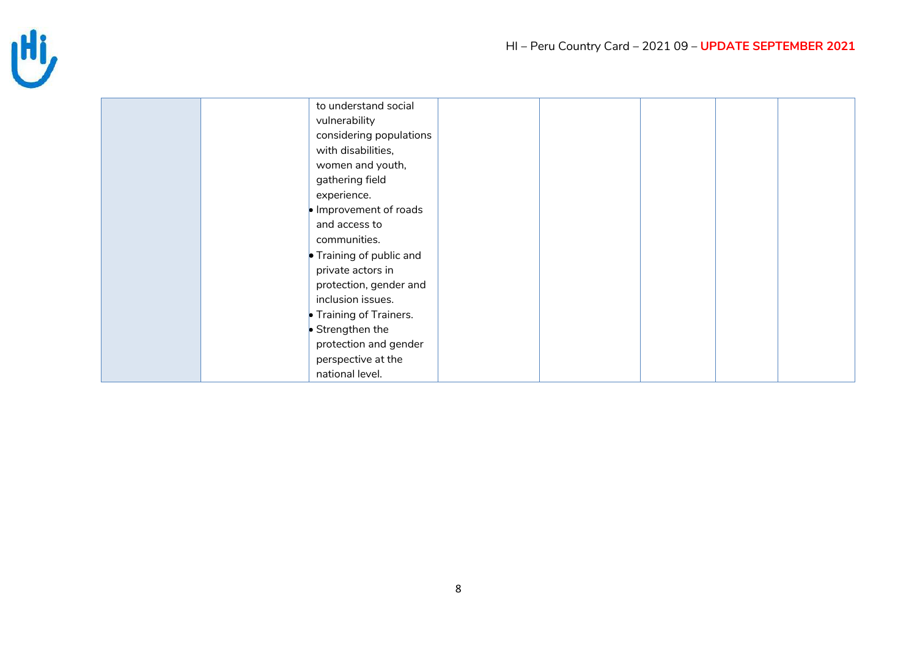| | | | | | | | |
|---|---|---|---|---|---|---|---|
| | | to understand social vulnerability considering populations with disabilities, women and youth, gathering field experience.<br>• Improvement of roads and access to communities.<br>• Training of public and private actors in protection, gender and inclusion issues.<br>• Training of Trainers.<br>• Strengthen the protection and gender perspective at the national level. | | | | | |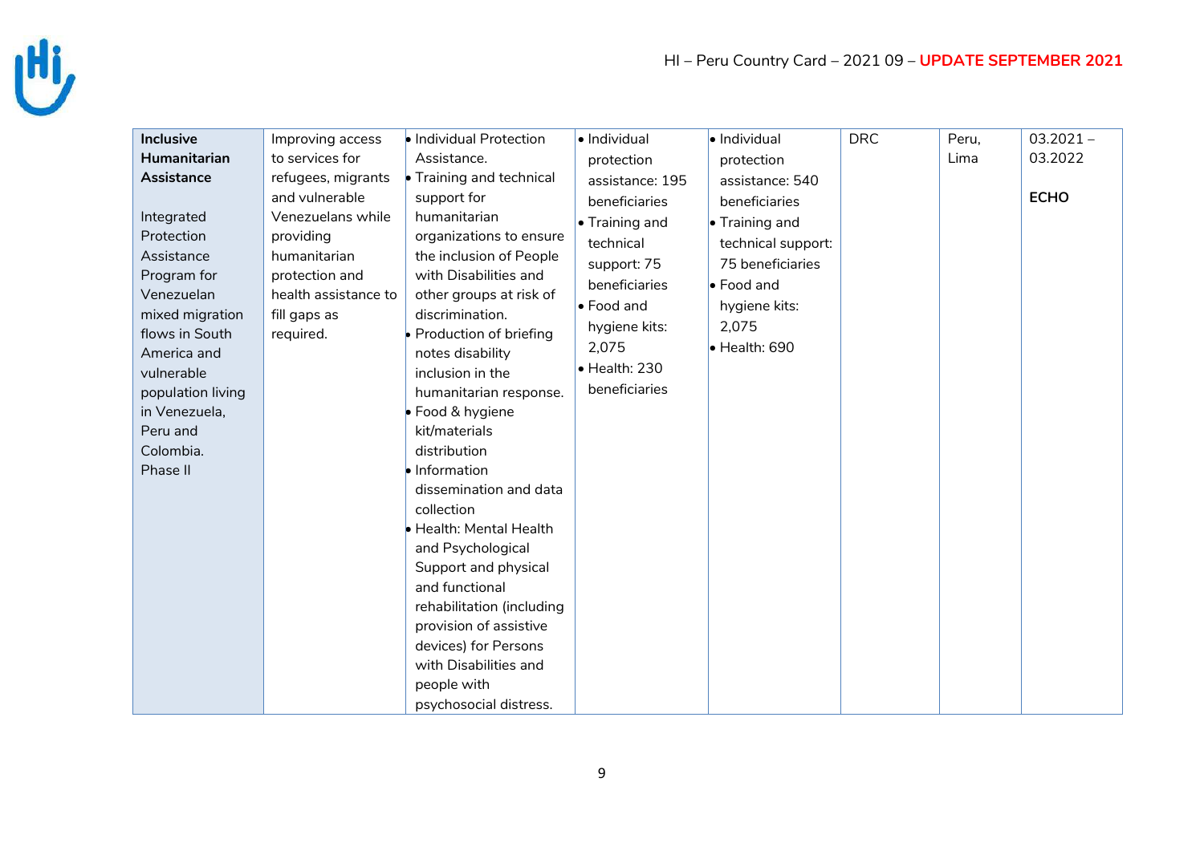| **Inclusive Humanitarian Assistance**<br><br>Integrated Protection Assistance Program for Venezuelan mixed migration flows in South America and vulnerable population living in Venezuela, Peru and Colombia. Phase II | Improving access to services for refugees, migrants and vulnerable Venezuelans while providing humanitarian protection and health assistance to fill gaps as required. | • Individual Protection Assistance.<br>• Training and technical support for humanitarian organizations to ensure the inclusion of People with Disabilities and other groups at risk of discrimination.<br>• Production of briefing notes disability inclusion in the humanitarian response.<br>• Food & hygiene kit/materials distribution<br>• Information dissemination and data collection<br>• Health: Mental Health and Psychological Support and physical and functional rehabilitation (including provision of assistive devices) for Persons with Disabilities and people with psychosocial distress. | • Individual protection assistance: 195 beneficiaries<br>• Training and technical support: 75 beneficiaries<br>• Food and hygiene kits: 2,075<br>• Health: 230 beneficiaries | • Individual protection assistance: 540 beneficiaries<br>• Training and technical support: 75 beneficiaries<br>• Food and hygiene kits: 2,075<br>• Health: 690 | DRC | Peru, Lima | 03.2021 – 03.2022<br><br>**ECHO** |
|---|---|---|---|---|---|---|---|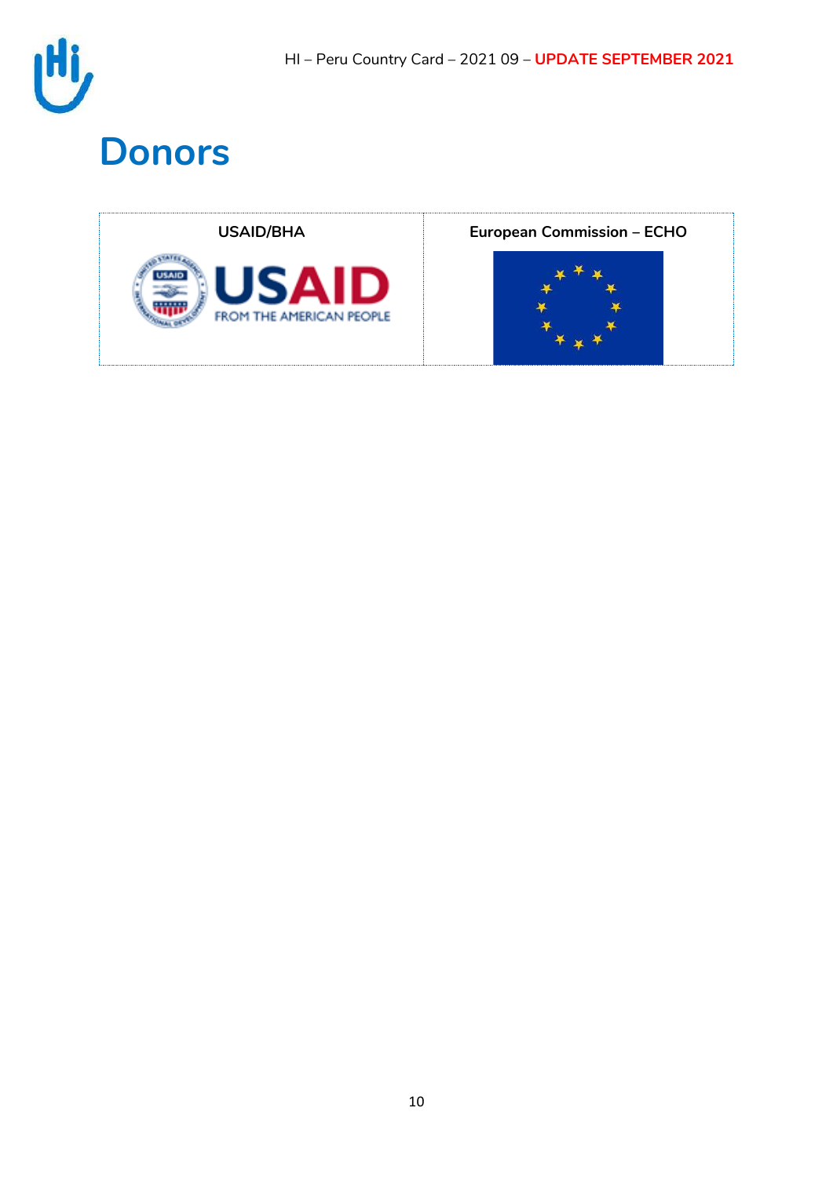# Donors

| USAID/BHA | European Commission – ECHO |
| --- | --- |